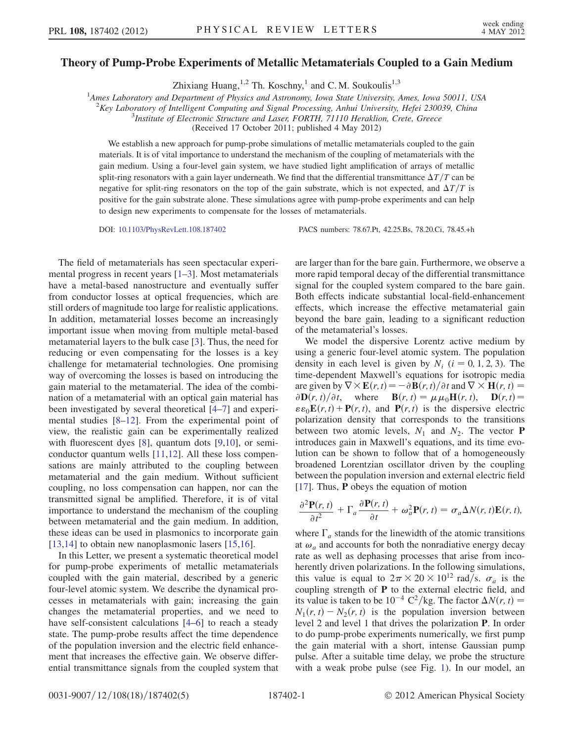# Theory of Pump-Probe Experiments of Metallic Metamaterials Coupled to a Gain Medium

Zhixiang Huang,[1,2] Th. Koschny,[1] and C. M. Soukoulis[1,3]

[1]Ames Laboratory and Department of Physics and Astronomy, Iowa State University, Ames, Iowa 50011, USA
[2]Key Laboratory of Intelligent Computing and Signal Processing, Anhui University, Hefei 230039, China
[3]Institute of Electronic Structure and Laser, FORTH, 71110 Heraklion, Crete, Greece

(Received 17 October 2011; published 4 May 2012)

We establish a new approach for pump-probe simulations of metallic metamaterials coupled to the gain materials. It is of vital importance to understand the mechanism of the coupling of metamaterials with the gain medium. Using a four-level gain system, we have studied light amplification of arrays of metallic split-ring resonators with a gain layer underneath. We find that the differential transmittance $\Delta T/T$ can be negative for split-ring resonators on the top of the gain substrate, which is not expected, and $\Delta T/T$ is positive for the gain substrate alone. These simulations agree with pump-probe experiments and can help to design new experiments to compensate for the losses of metamaterials.

DOI: 10.1103/PhysRevLett.108.187402 PACS numbers: 78.67.Pt, 42.25.Bs, 78.20.Ci, 78.45.+h

The field of metamaterials has seen spectacular experimental progress in recent years [1–3]. Most metamaterials have a metal-based nanostructure and eventually suffer from conductor losses at optical frequencies, which are still orders of magnitude too large for realistic applications. In addition, metamaterial losses become an increasingly important issue when moving from multiple metal-based metamaterial layers to the bulk case [3]. Thus, the need for reducing or even compensating for the losses is a key challenge for metamaterial technologies. One promising way of overcoming the losses is based on introducing the gain material to the metamaterial. The idea of the combination of a metamaterial with an optical gain material has been investigated by several theoretical [4–7] and experimental studies [8–12]. From the experimental point of view, the realistic gain can be experimentally realized with fluorescent dyes [8], quantum dots [9,10], or semiconductor quantum wells [11,12]. All these loss compensations are mainly attributed to the coupling between metamaterial and the gain medium. Without sufficient coupling, no loss compensation can happen, nor can the transmitted signal be amplified. Therefore, it is of vital importance to understand the mechanism of the coupling between metamaterial and the gain medium. In addition, these ideas can be used in plasmonics to incorporate gain [13,14] to obtain new nanoplasmonic lasers [15,16].

In this Letter, we present a systematic theoretical model for pump-probe experiments of metallic metamaterials coupled with the gain material, described by a generic four-level atomic system. We describe the dynamical processes in metamaterials with gain; increasing the gain changes the metamaterial properties, and we need to have self-consistent calculations [4–6] to reach a steady state. The pump-probe results affect the time dependence of the population inversion and the electric field enhancement that increases the effective gain. We observe differential transmittance signals from the coupled system that are larger than for the bare gain. Furthermore, we observe a more rapid temporal decay of the differential transmittance signal for the coupled system compared to the bare gain. Both effects indicate substantial local-field-enhancement effects, which increase the effective metamaterial gain beyond the bare gain, leading to a significant reduction of the metamaterial's losses.

We model the dispersive Lorentz active medium by using a generic four-level atomic system. The population density in each level is given by $N_i$ ($i = 0, 1, 2, 3$). The time-dependent Maxwell's equations for isotropic media are given by $\nabla \times \mathbf{E}(r,t) = -\partial \mathbf{B}(r,t)/\partial t$ and $\nabla \times \mathbf{H}(r,t) = \partial \mathbf{D}(r,t)/\partial t$, where $\mathbf{B}(r,t) = \mu\mu_0 \mathbf{H}(r,t)$, $\mathbf{D}(r,t) = \varepsilon\varepsilon_0 \mathbf{E}(r,t) + \mathbf{P}(r,t)$, and $\mathbf{P}(r,t)$ is the dispersive electric polarization density that corresponds to the transitions between two atomic levels, $N_1$ and $N_2$. The vector $\mathbf{P}$ introduces gain in Maxwell's equations, and its time evolution can be shown to follow that of a homogeneously broadened Lorentzian oscillator driven by the coupling between the population inversion and external electric field [17]. Thus, $\mathbf{P}$ obeys the equation of motion

$$\frac{\partial^2 \mathbf{P}(r,t)}{\partial t^2} + \Gamma_a \frac{\partial \mathbf{P}(r,t)}{\partial t} + \omega_a^2 \mathbf{P}(r,t) = \sigma_a \Delta N(r,t) \mathbf{E}(r,t),$$

where $\Gamma_a$ stands for the linewidth of the atomic transitions at $\omega_a$ and accounts for both the nonradiative energy decay rate as well as dephasing processes that arise from incoherently driven polarizations. In the following simulations, this value is equal to $2\pi \times 20 \times 10^{12}$ rad/s. $\sigma_a$ is the coupling strength of $\mathbf{P}$ to the external electric field, and its value is taken to be $10^{-4}$ $\mathrm{C^2/kg}$. The factor $\Delta N(r,t) = N_1(r,t) - N_2(r,t)$ is the population inversion between level 2 and level 1 that drives the polarization $\mathbf{P}$. In order to do pump-probe experiments numerically, we first pump the gain material with a short, intense Gaussian pump pulse. After a suitable time delay, we probe the structure with a weak probe pulse (see Fig. 1). In our model, an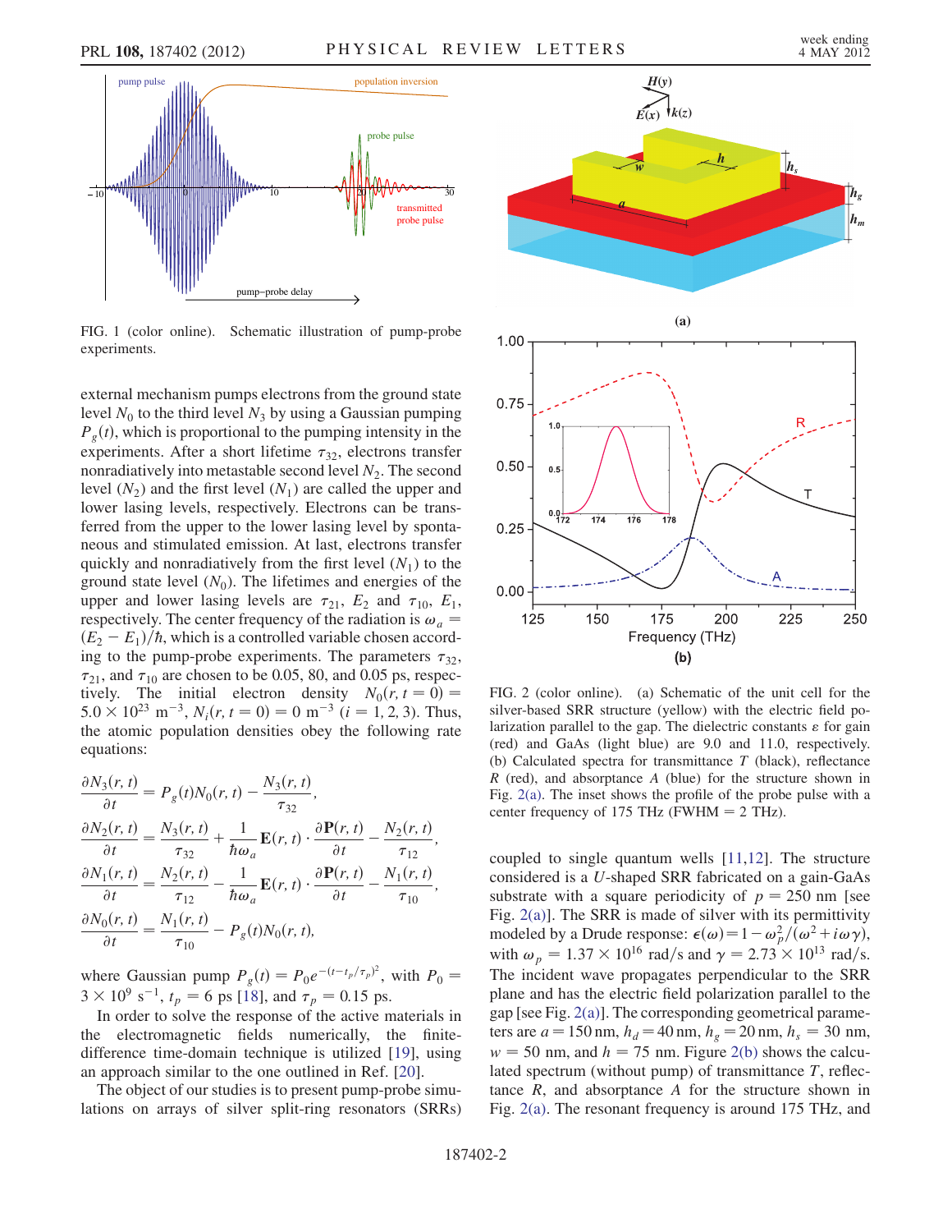FIG. 1 (color online). Schematic illustration of pump-probe experiments.

external mechanism pumps electrons from the ground state level $N_0$ to the third level $N_3$ by using a Gaussian pumping $P_g(t)$, which is proportional to the pumping intensity in the experiments. After a short lifetime $\tau_{32}$, electrons transfer nonradiatively into metastable second level $N_2$. The second level ($N_2$) and the first level ($N_1$) are called the upper and lower lasing levels, respectively. Electrons can be transferred from the upper to the lower lasing level by spontaneous and stimulated emission. At last, electrons transfer quickly and nonradiatively from the first level ($N_1$) to the ground state level ($N_0$). The lifetimes and energies of the upper and lower lasing levels are $\tau_{21}$, $E_2$ and $\tau_{10}$, $E_1$, respectively. The center frequency of the radiation is $\omega_a = (E_2 - E_1)/\hbar$, which is a controlled variable chosen according to the pump-probe experiments. The parameters $\tau_{32}$, $\tau_{21}$, and $\tau_{10}$ are chosen to be 0.05, 80, and 0.05 ps, respectively. The initial electron density $N_0(r, t = 0) = 5.0 \times 10^{23}\ \text{m}^{-3}$, $N_i(r, t = 0) = 0\ \text{m}^{-3}$ ($i = 1, 2, 3$). Thus, the atomic population densities obey the following rate equations:

$$\frac{\partial N_3(r,t)}{\partial t} = P_g(t)N_0(r,t) - \frac{N_3(r,t)}{\tau_{32}},$$

$$\frac{\partial N_2(r,t)}{\partial t} = \frac{N_3(r,t)}{\tau_{32}} + \frac{1}{\hbar\omega_a}\mathbf{E}(r,t)\cdot\frac{\partial \mathbf{P}(r,t)}{\partial t} - \frac{N_2(r,t)}{\tau_{12}},$$

$$\frac{\partial N_1(r,t)}{\partial t} = \frac{N_2(r,t)}{\tau_{12}} - \frac{1}{\hbar\omega_a}\mathbf{E}(r,t)\cdot\frac{\partial \mathbf{P}(r,t)}{\partial t} - \frac{N_1(r,t)}{\tau_{10}},$$

$$\frac{\partial N_0(r,t)}{\partial t} = \frac{N_1(r,t)}{\tau_{10}} - P_g(t)N_0(r,t),$$

where Gaussian pump $P_g(t) = P_0 e^{-(t-t_p/\tau_p)^2}$, with $P_0 = 3 \times 10^9\ \text{s}^{-1}$, $t_p = 6$ ps [18], and $\tau_p = 0.15$ ps.

In order to solve the response of the active materials in the electromagnetic fields numerically, the finite-difference time-domain technique is utilized [19], using an approach similar to the one outlined in Ref. [20].

The object of our studies is to present pump-probe simulations on arrays of silver split-ring resonators (SRRs) coupled to single quantum wells [11,12]. The structure considered is a $U$-shaped SRR fabricated on a gain-GaAs substrate with a square periodicity of $p = 250$ nm [see Fig. 2(a)]. The SRR is made of silver with its permittivity modeled by a Drude response: $\epsilon(\omega) = 1 - \omega_p^2/(\omega^2 + i\omega\gamma)$, with $\omega_p = 1.37 \times 10^{16}$ rad/s and $\gamma = 2.73 \times 10^{13}$ rad/s. The incident wave propagates perpendicular to the SRR plane and has the electric field polarization parallel to the gap [see Fig. 2(a)]. The corresponding geometrical parameters are $a = 150$ nm, $h_d = 40$ nm, $h_g = 20$ nm, $h_s = 30$ nm, $w = 50$ nm, and $h = 75$ nm. Figure 2(b) shows the calculated spectrum (without pump) of transmittance $T$, reflectance $R$, and absorptance $A$ for the structure shown in Fig. 2(a). The resonant frequency is around 175 THz, and

FIG. 2 (color online). (a) Schematic of the unit cell for the silver-based SRR structure (yellow) with the electric field polarization parallel to the gap. The dielectric constants $\varepsilon$ for gain (red) and GaAs (light blue) are 9.0 and 11.0, respectively. (b) Calculated spectra for transmittance $T$ (black), reflectance $R$ (red), and absorptance $A$ (blue) for the structure shown in Fig. 2(a). The inset shows the profile of the probe pulse with a center frequency of 175 THz (FWHM = 2 THz).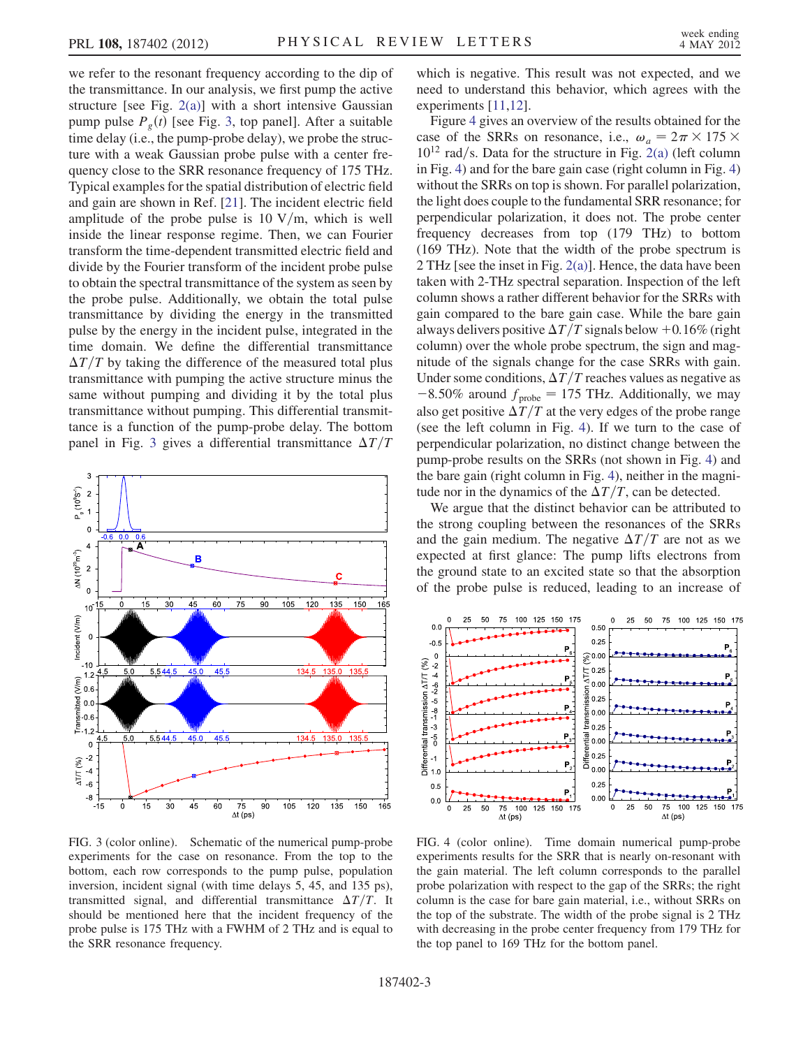we refer to the resonant frequency according to the dip of the transmittance. In our analysis, we first pump the active structure [see Fig. 2(a)] with a short intensive Gaussian pump pulse $P_g(t)$ [see Fig. 3, top panel]. After a suitable time delay (i.e., the pump-probe delay), we probe the structure with a weak Gaussian probe pulse with a center frequency close to the SRR resonance frequency of 175 THz. Typical examples for the spatial distribution of electric field and gain are shown in Ref. [21]. The incident electric field amplitude of the probe pulse is 10 V/m, which is well inside the linear response regime. Then, we can Fourier transform the time-dependent transmitted electric field and divide by the Fourier transform of the incident probe pulse to obtain the spectral transmittance of the system as seen by the probe pulse. Additionally, we obtain the total pulse transmittance by dividing the energy in the transmitted pulse by the energy in the incident pulse, integrated in the time domain. We define the differential transmittance $\Delta T/T$ by taking the difference of the measured total plus transmittance with pumping the active structure minus the same without pumping and dividing it by the total plus transmittance without pumping. This differential transmittance is a function of the pump-probe delay. The bottom panel in Fig. 3 gives a differential transmittance $\Delta T/T$ which is negative. This result was not expected, and we need to understand this behavior, which agrees with the experiments [11,12].

FIG. 3 (color online). Schematic of the numerical pump-probe experiments for the case on resonance. From the top to the bottom, each row corresponds to the pump pulse, population inversion, incident signal (with time delays 5, 45, and 135 ps), transmitted signal, and differential transmittance $\Delta T/T$. It should be mentioned here that the incident frequency of the probe pulse is 175 THz with a FWHM of 2 THz and is equal to the SRR resonance frequency.

Figure 4 gives an overview of the results obtained for the case of the SRRs on resonance, i.e., $\omega_a = 2\pi \times 175 \times 10^{12}$ rad/s. Data for the structure in Fig. 2(a) (left column in Fig. 4) and for the bare gain case (right column in Fig. 4) without the SRRs on top is shown. For parallel polarization, the light does couple to the fundamental SRR resonance; for perpendicular polarization, it does not. The probe center frequency decreases from top (179 THz) to bottom (169 THz). Note that the width of the probe spectrum is 2 THz [see the inset in Fig. 2(a)]. Hence, the data have been taken with 2-THz spectral separation. Inspection of the left column shows a rather different behavior for the SRRs with gain compared to the bare gain case. While the bare gain always delivers positive $\Delta T/T$ signals below $+0.16\%$ (right column) over the whole probe spectrum, the sign and magnitude of the signals change for the case SRRs with gain. Under some conditions, $\Delta T/T$ reaches values as negative as $-8.50\%$ around $f_{\text{probe}} = 175$ THz. Additionally, we may also get positive $\Delta T/T$ at the very edges of the probe range (see the left column in Fig. 4). If we turn to the case of perpendicular polarization, no distinct change between the pump-probe results on the SRRs (not shown in Fig. 4) and the bare gain (right column in Fig. 4), neither in the magnitude nor in the dynamics of the $\Delta T/T$, can be detected.

We argue that the distinct behavior can be attributed to the strong coupling between the resonances of the SRRs and the gain medium. The negative $\Delta T/T$ are not as we expected at first glance: The pump lifts electrons from the ground state to an excited state so that the absorption of the probe pulse is reduced, leading to an increase of

FIG. 4 (color online). Time domain numerical pump-probe experiments results for the SRR that is nearly on-resonant with the gain material. The left column corresponds to the parallel probe polarization with respect to the gap of the SRRs; the right column is the case for bare gain material, i.e., without SRRs on the top of the substrate. The width of the probe signal is 2 THz with decreasing in the probe center frequency from 179 THz for the top panel to 169 THz for the bottom panel.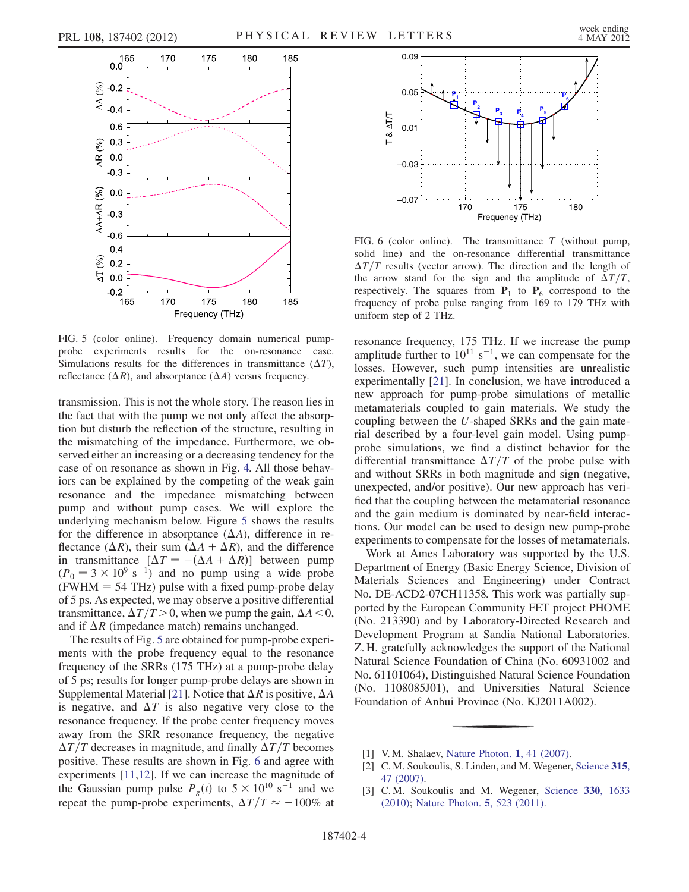FIG. 5 (color online). Frequency domain numerical pump-probe experiments results for the on-resonance case. Simulations results for the differences in transmittance ($\Delta T$), reflectance ($\Delta R$), and absorptance ($\Delta A$) versus frequency.

FIG. 6 (color online). The transmittance $T$ (without pump, solid line) and the on-resonance differential transmittance $\Delta T/T$ results (vector arrow). The direction and the length of the arrow stand for the sign and the amplitude of $\Delta T/T$, respectively. The squares from $\mathbf{P}_1$ to $\mathbf{P}_6$ correspond to the frequency of probe pulse ranging from 169 to 179 THz with uniform step of 2 THz.

transmission. This is not the whole story. The reason lies in the fact that with the pump we not only affect the absorption but disturb the reflection of the structure, resulting in the mismatching of the impedance. Furthermore, we observed either an increasing or a decreasing tendency for the case of on resonance as shown in Fig. 4. All those behaviors can be explained by the competing of the weak gain resonance and the impedance mismatching between pump and without pump cases. We will explore the underlying mechanism below. Figure 5 shows the results for the difference in absorptance ($\Delta A$), difference in reflectance ($\Delta R$), their sum ($\Delta A + \Delta R$), and the difference in transmittance [$\Delta T = -(\Delta A + \Delta R)$] between pump ($P_0 = 3 \times 10^9\ \mathrm{s}^{-1}$) and no pump using a wide probe (FWHM = 54 THz) pulse with a fixed pump-probe delay of 5 ps. As expected, we may observe a positive differential transmittance, $\Delta T/T > 0$, when we pump the gain, $\Delta A < 0$, and if $\Delta R$ (impedance match) remains unchanged.

The results of Fig. 5 are obtained for pump-probe experiments with the probe frequency equal to the resonance frequency of the SRRs (175 THz) at a pump-probe delay of 5 ps; results for longer pump-probe delays are shown in Supplemental Material [21]. Notice that $\Delta R$ is positive, $\Delta A$ is negative, and $\Delta T$ is also negative very close to the resonance frequency. If the probe center frequency moves away from the SRR resonance frequency, the negative $\Delta T/T$ decreases in magnitude, and finally $\Delta T/T$ becomes positive. These results are shown in Fig. 6 and agree with experiments [11,12]. If we can increase the magnitude of the Gaussian pump pulse $P_g(t)$ to $5 \times 10^{10}\ \mathrm{s}^{-1}$ and we repeat the pump-probe experiments, $\Delta T/T \approx -100\%$ at resonance frequency, 175 THz. If we increase the pump amplitude further to $10^{11}\ \mathrm{s}^{-1}$, we can compensate for the losses. However, such pump intensities are unrealistic experimentally [21]. In conclusion, we have introduced a new approach for pump-probe simulations of metallic metamaterials coupled to gain materials. We study the coupling between the $U$-shaped SRRs and the gain material described by a four-level gain model. Using pump-probe simulations, we find a distinct behavior for the differential transmittance $\Delta T/T$ of the probe pulse with and without SRRs in both magnitude and sign (negative, unexpected, and/or positive). Our new approach has verified that the coupling between the metamaterial resonance and the gain medium is dominated by near-field interactions. Our model can be used to design new pump-probe experiments to compensate for the losses of metamaterials.

Work at Ames Laboratory was supported by the U.S. Department of Energy (Basic Energy Science, Division of Materials Sciences and Engineering) under Contract No. DE-ACD2-07CH11358. This work was partially supported by the European Community FET project PHOME (No. 213390) and by Laboratory-Directed Research and Development Program at Sandia National Laboratories. Z. H. gratefully acknowledges the support of the National Natural Science Foundation of China (No. 60931002 and No. 61101064), Distinguished Natural Science Foundation (No. 1108085J01), and Universities Natural Science Foundation of Anhui Province (No. KJ2011A002).

[1] V. M. Shalaev, Nature Photon. **1**, 41 (2007).
[2] C. M. Soukoulis, S. Linden, and M. Wegener, Science **315**, 47 (2007).
[3] C. M. Soukoulis and M. Wegener, Science **330**, 1633 (2010); Nature Photon. **5**, 523 (2011).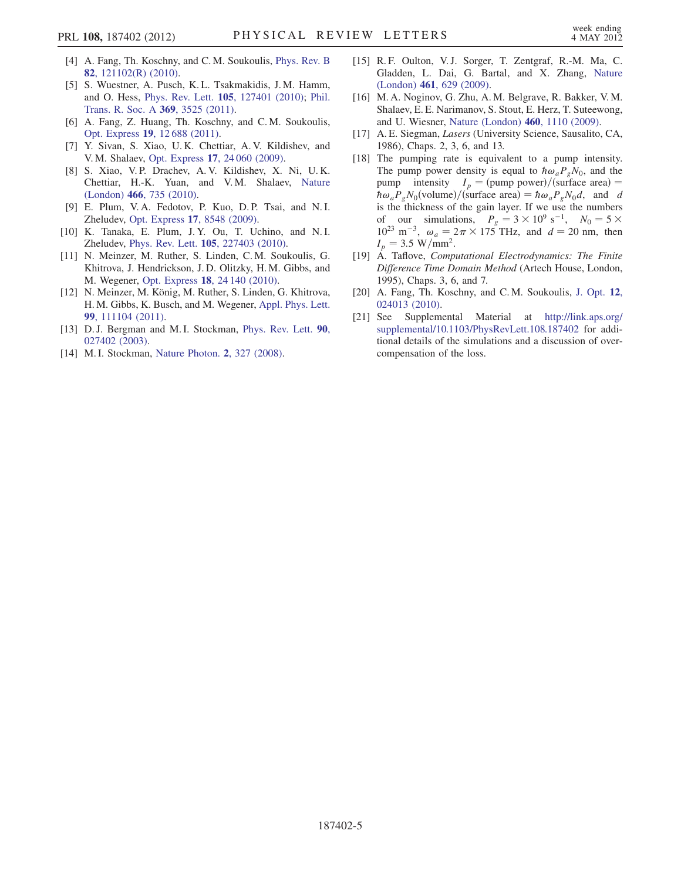[4] A. Fang, Th. Koschny, and C. M. Soukoulis, Phys. Rev. B **82**, 121102(R) (2010).

[5] S. Wuestner, A. Pusch, K. L. Tsakmakidis, J. M. Hamm, and O. Hess, Phys. Rev. Lett. **105**, 127401 (2010); Phil. Trans. R. Soc. A **369**, 3525 (2011).

[6] A. Fang, Z. Huang, Th. Koschny, and C. M. Soukoulis, Opt. Express **19**, 12 688 (2011).

[7] Y. Sivan, S. Xiao, U. K. Chettiar, A. V. Kildishev, and V. M. Shalaev, Opt. Express **17**, 24 060 (2009).

[8] S. Xiao, V. P. Drachev, A. V. Kildishev, X. Ni, U. K. Chettiar, H.-K. Yuan, and V. M. Shalaev, Nature (London) **466**, 735 (2010).

[9] E. Plum, V. A. Fedotov, P. Kuo, D. P. Tsai, and N. I. Zheludev, Opt. Express **17**, 8548 (2009).

[10] K. Tanaka, E. Plum, J. Y. Ou, T. Uchino, and N. I. Zheludev, Phys. Rev. Lett. **105**, 227403 (2010).

[11] N. Meinzer, M. Ruther, S. Linden, C. M. Soukoulis, G. Khitrova, J. Hendrickson, J. D. Olitzky, H. M. Gibbs, and M. Wegener, Opt. Express **18**, 24 140 (2010).

[12] N. Meinzer, M. König, M. Ruther, S. Linden, G. Khitrova, H. M. Gibbs, K. Busch, and M. Wegener, Appl. Phys. Lett. **99**, 111104 (2011).

[13] D. J. Bergman and M. I. Stockman, Phys. Rev. Lett. **90**, 027402 (2003).

[14] M. I. Stockman, Nature Photon. **2**, 327 (2008).

[15] R. F. Oulton, V. J. Sorger, T. Zentgraf, R.-M. Ma, C. Gladden, L. Dai, G. Bartal, and X. Zhang, Nature (London) **461**, 629 (2009).

[16] M. A. Noginov, G. Zhu, A. M. Belgrave, R. Bakker, V. M. Shalaev, E. E. Narimanov, S. Stout, E. Herz, T. Suteewong, and U. Wiesner, Nature (London) **460**, 1110 (2009).

[17] A. E. Siegman, *Lasers* (University Science, Sausalito, CA, 1986), Chaps. 2, 3, 6, and 13.

[18] The pumping rate is equivalent to a pump intensity. The pump power density is equal to $\hbar\omega_a P_g N_0$, and the pump intensity $I_p = (\text{pump power})/(\text{surface area}) = \hbar\omega_a P_g N_0(\text{volume})/(\text{surface area}) = \hbar\omega_a P_g N_0 d$, and $d$ is the thickness of the gain layer. If we use the numbers of our simulations, $P_g = 3 \times 10^9\ \text{s}^{-1}$, $N_0 = 5 \times 10^{23}\ \text{m}^{-3}$, $\omega_a = 2\pi \times 175$ THz, and $d = 20$ nm, then $I_p = 3.5\ \text{W}/\text{mm}^2$.

[19] A. Taflove, *Computational Electrodynamics: The Finite Difference Time Domain Method* (Artech House, London, 1995), Chaps. 3, 6, and 7.

[20] A. Fang, Th. Koschny, and C. M. Soukoulis, J. Opt. **12**, 024013 (2010).

[21] See Supplemental Material at http://link.aps.org/supplemental/10.1103/PhysRevLett.108.187402 for additional details of the simulations and a discussion of overcompensation of the loss.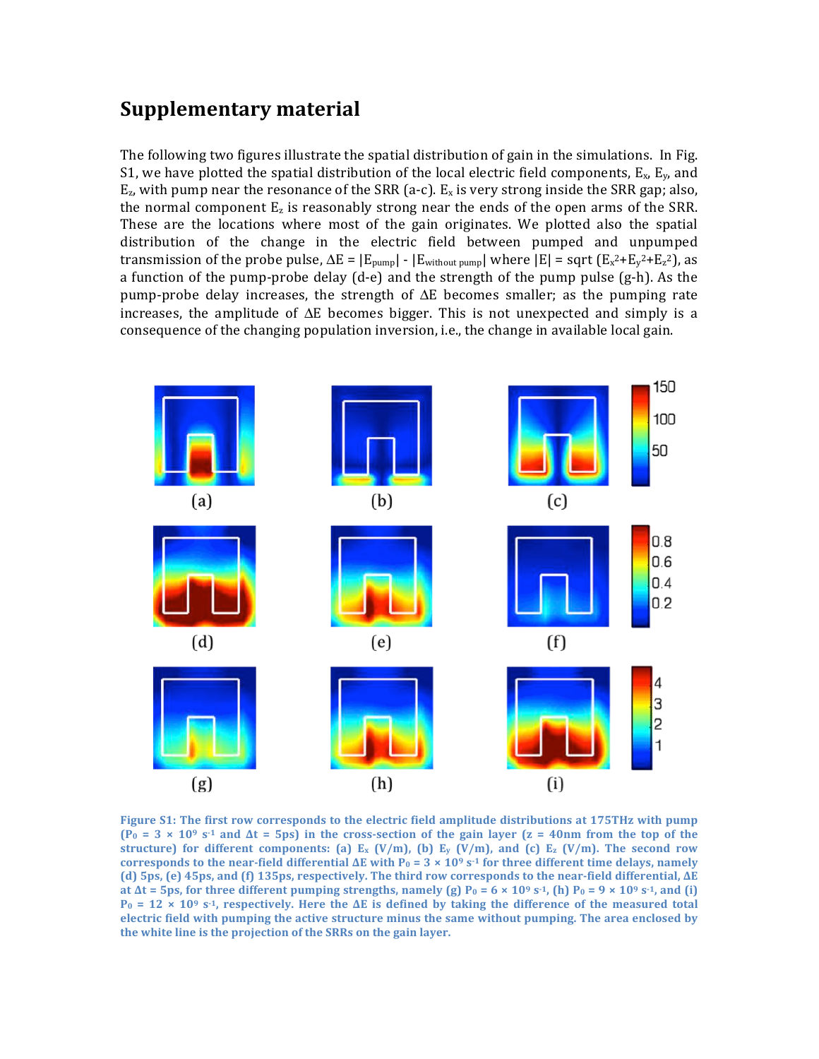## Supplementary material

The following two figures illustrate the spatial distribution of gain in the simulations. In Fig. S1, we have plotted the spatial distribution of the local electric field components, $E_x$, $E_y$, and $E_z$, with pump near the resonance of the SRR (a-c). $E_x$ is very strong inside the SRR gap; also, the normal component $E_z$ is reasonably strong near the ends of the open arms of the SRR. These are the locations where most of the gain originates. We plotted also the spatial distribution of the change in the electric field between pumped and unpumped transmission of the probe pulse, $\Delta E = |E_{pump}| - |E_{without\ pump}|$ where $|E| = \text{sqrt}(E_x^2+E_y^2+E_z^2)$, as a function of the pump-probe delay (d-e) and the strength of the pump pulse (g-h). As the pump-probe delay increases, the strength of $\Delta E$ becomes smaller; as the pumping rate increases, the amplitude of $\Delta E$ becomes bigger. This is not unexpected and simply is a consequence of the changing population inversion, i.e., the change in available local gain.

**Figure S1: The first row corresponds to the electric field amplitude distributions at 175THz with pump ($P_0 = 3 \times 10^9$ s$^{-1}$ and $\Delta t = 5$ps) in the cross-section of the gain layer (z = 40nm from the top of the structure) for different components: (a) $E_x$ (V/m), (b) $E_y$ (V/m), and (c) $E_z$ (V/m). The second row corresponds to the near-field differential $\Delta E$ with $P_0 = 3 \times 10^9$ s$^{-1}$ for three different time delays, namely (d) 5ps, (e) 45ps, and (f) 135ps, respectively. The third row corresponds to the near-field differential, $\Delta E$ at $\Delta t = 5$ps, for three different pumping strengths, namely (g) $P_0 = 6 \times 10^9$ s$^{-1}$, (h) $P_0 = 9 \times 10^9$ s$^{-1}$, and (i) $P_0 = 12 \times 10^9$ s$^{-1}$, respectively. Here the $\Delta E$ is defined by taking the difference of the measured total electric field with pumping the active structure minus the same without pumping. The area enclosed by the white line is the projection of the SRRs on the gain layer.**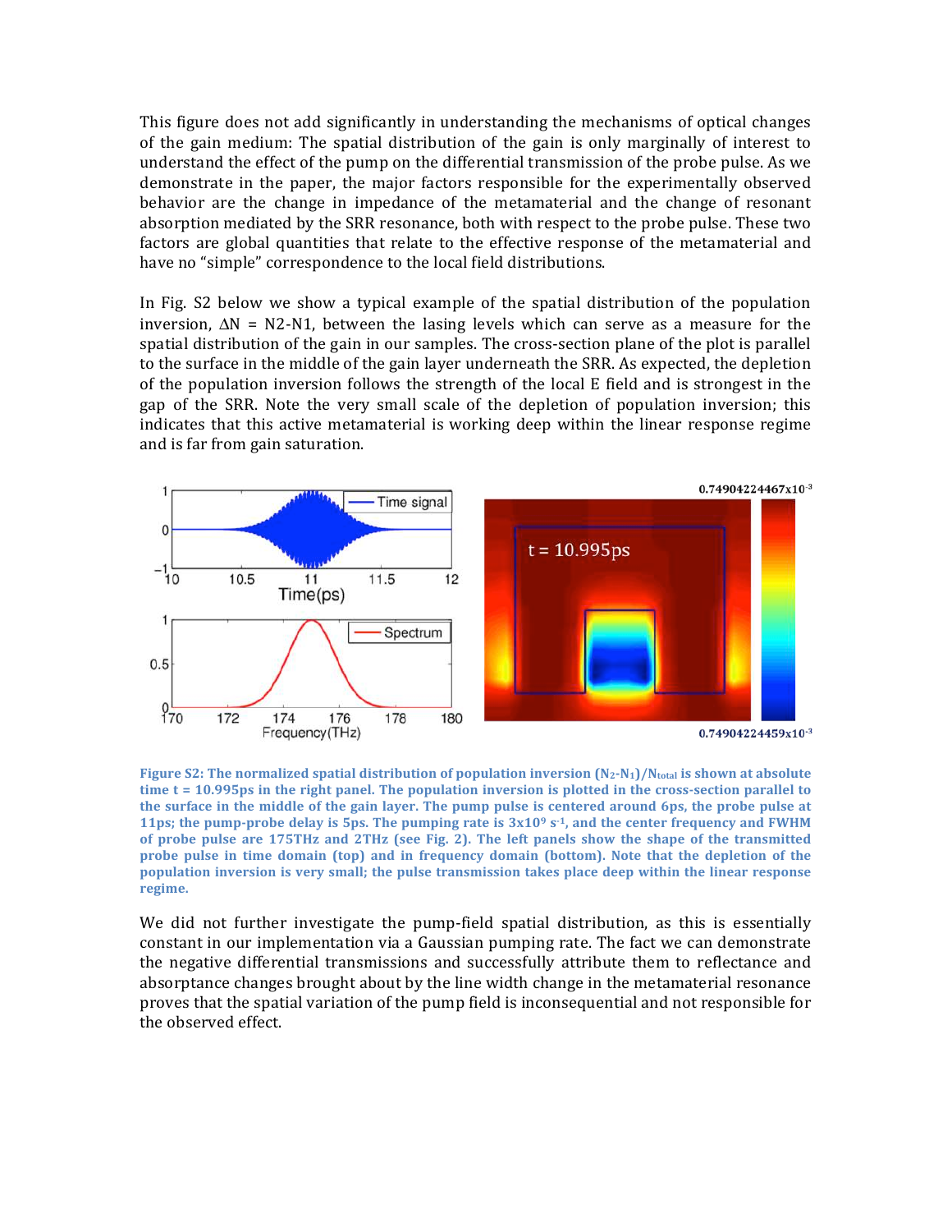This figure does not add significantly in understanding the mechanisms of optical changes of the gain medium: The spatial distribution of the gain is only marginally of interest to understand the effect of the pump on the differential transmission of the probe pulse. As we demonstrate in the paper, the major factors responsible for the experimentally observed behavior are the change in impedance of the metamaterial and the change of resonant absorption mediated by the SRR resonance, both with respect to the probe pulse. These two factors are global quantities that relate to the effective response of the metamaterial and have no "simple" correspondence to the local field distributions.

In Fig. S2 below we show a typical example of the spatial distribution of the population inversion, $\Delta N = N2\text{-}N1$, between the lasing levels which can serve as a measure for the spatial distribution of the gain in our samples. The cross-section plane of the plot is parallel to the surface in the middle of the gain layer underneath the SRR. As expected, the depletion of the population inversion follows the strength of the local E field and is strongest in the gap of the SRR. Note the very small scale of the depletion of population inversion; this indicates that this active metamaterial is working deep within the linear response regime and is far from gain saturation.

**Figure S2: The normalized spatial distribution of population inversion $(N_2\text{-}N_1)/N_{total}$ is shown at absolute time t = 10.995ps in the right panel. The population inversion is plotted in the cross-section parallel to the surface in the middle of the gain layer. The pump pulse is centered around 6ps, the probe pulse at 11ps; the pump-probe delay is 5ps. The pumping rate is $3\text{x}10^9$ $s^{-1}$, and the center frequency and FWHM of probe pulse are 175THz and 2THz (see Fig. 2). The left panels show the shape of the transmitted probe pulse in time domain (top) and in frequency domain (bottom). Note that the depletion of the population inversion is very small; the pulse transmission takes place deep within the linear response regime.**

We did not further investigate the pump-field spatial distribution, as this is essentially constant in our implementation via a Gaussian pumping rate. The fact we can demonstrate the negative differential transmissions and successfully attribute them to reflectance and absorptance changes brought about by the line width change in the metamaterial resonance proves that the spatial variation of the pump field is inconsequential and not responsible for the observed effect.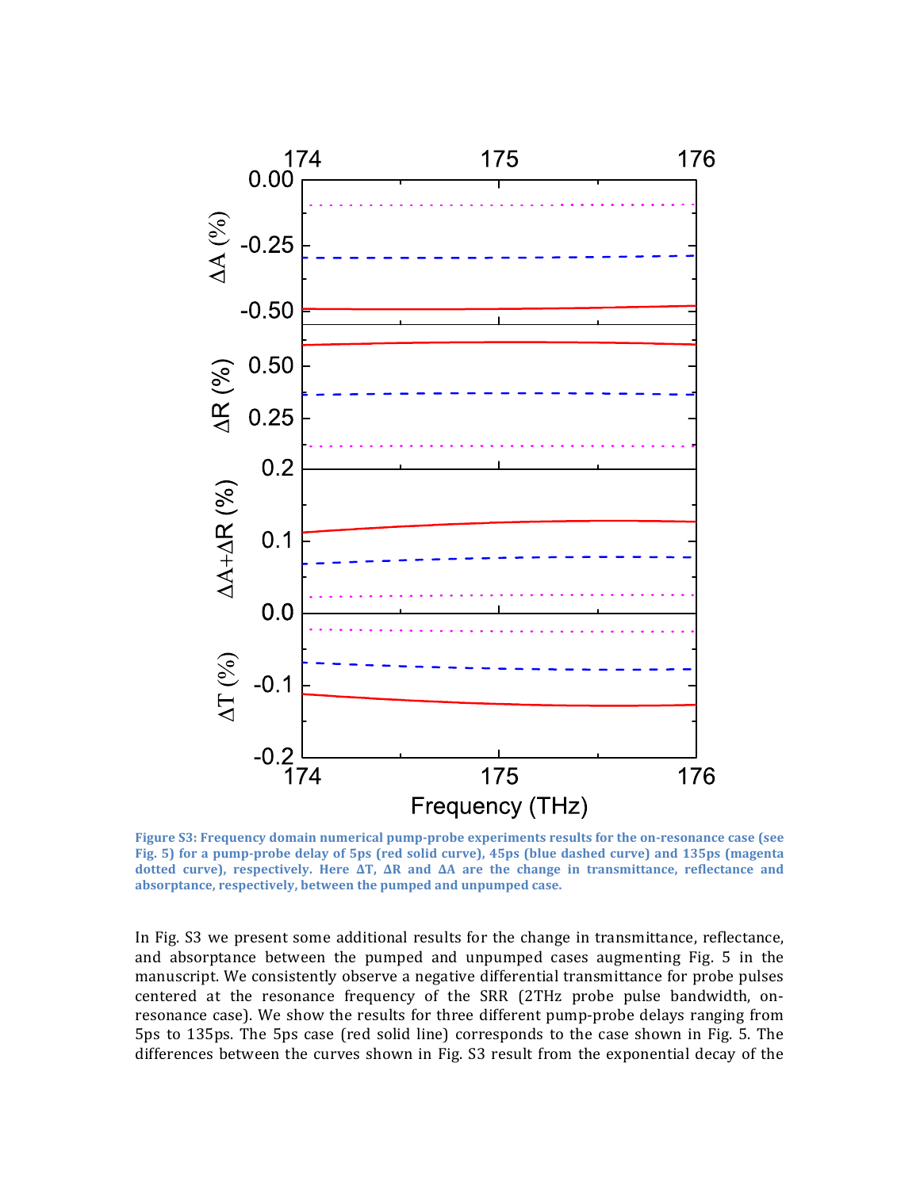**Figure S3: Frequency domain numerical pump-probe experiments results for the on-resonance case (see Fig. 5) for a pump-probe delay of 5ps (red solid curve), 45ps (blue dashed curve) and 135ps (magenta dotted curve), respectively. Here ΔT, ΔR and ΔA are the change in transmittance, reflectance and absorptance, respectively, between the pumped and unpumped case.**

In Fig. S3 we present some additional results for the change in transmittance, reflectance, and absorptance between the pumped and unpumped cases augmenting Fig. 5 in the manuscript. We consistently observe a negative differential transmittance for probe pulses centered at the resonance frequency of the SRR (2THz probe pulse bandwidth, on-resonance case). We show the results for three different pump-probe delays ranging from 5ps to 135ps. The 5ps case (red solid line) corresponds to the case shown in Fig. 5. The differences between the curves shown in Fig. S3 result from the exponential decay of the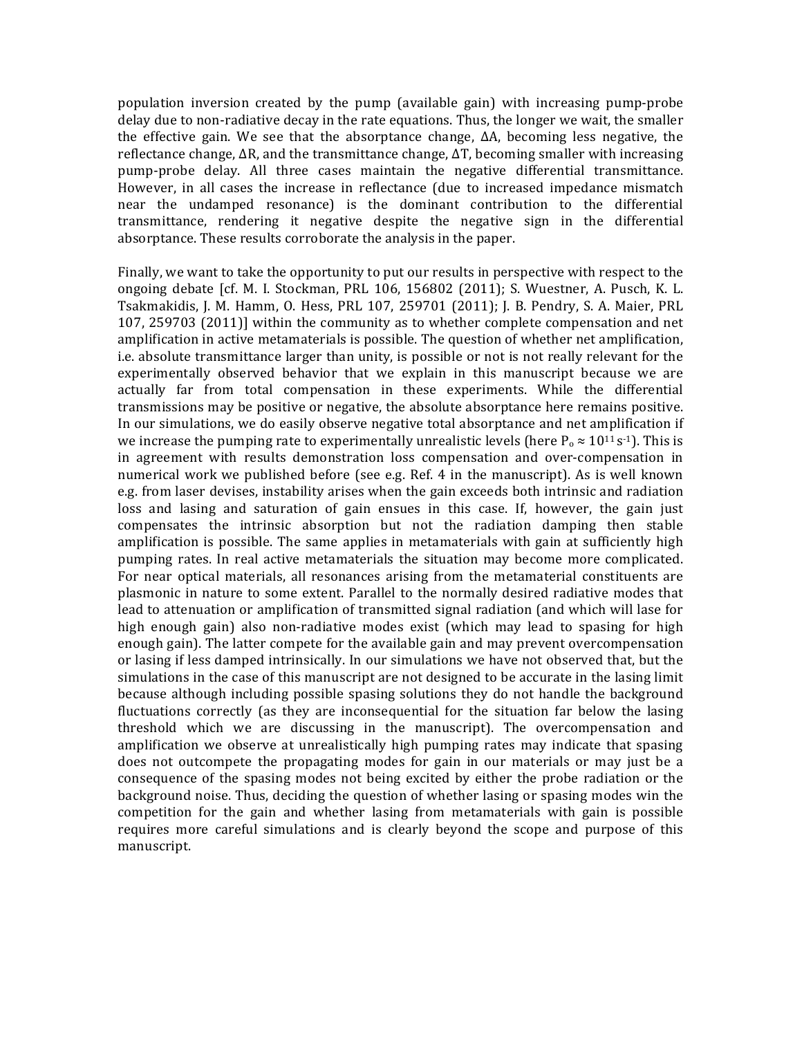population inversion created by the pump (available gain) with increasing pump-probe delay due to non-radiative decay in the rate equations. Thus, the longer we wait, the smaller the effective gain. We see that the absorptance change, $\Delta A$, becoming less negative, the reflectance change, $\Delta R$, and the transmittance change, $\Delta T$, becoming smaller with increasing pump-probe delay. All three cases maintain the negative differential transmittance. However, in all cases the increase in reflectance (due to increased impedance mismatch near the undamped resonance) is the dominant contribution to the differential transmittance, rendering it negative despite the negative sign in the differential absorptance. These results corroborate the analysis in the paper.

Finally, we want to take the opportunity to put our results in perspective with respect to the ongoing debate [cf. M. I. Stockman, PRL 106, 156802 (2011); S. Wuestner, A. Pusch, K. L. Tsakmakidis, J. M. Hamm, O. Hess, PRL 107, 259701 (2011); J. B. Pendry, S. A. Maier, PRL 107, 259703 (2011)] within the community as to whether complete compensation and net amplification in active metamaterials is possible. The question of whether net amplification, i.e. absolute transmittance larger than unity, is possible or not is not really relevant for the experimentally observed behavior that we explain in this manuscript because we are actually far from total compensation in these experiments. While the differential transmissions may be positive or negative, the absolute absorptance here remains positive. In our simulations, we do easily observe negative total absorptance and net amplification if we increase the pumping rate to experimentally unrealistic levels (here $P_o \approx 10^{11}\,s^{-1}$). This is in agreement with results demonstration loss compensation and over-compensation in numerical work we published before (see e.g. Ref. 4 in the manuscript). As is well known e.g. from laser devises, instability arises when the gain exceeds both intrinsic and radiation loss and lasing and saturation of gain ensues in this case. If, however, the gain just compensates the intrinsic absorption but not the radiation damping then stable amplification is possible. The same applies in metamaterials with gain at sufficiently high pumping rates. In real active metamaterials the situation may become more complicated. For near optical materials, all resonances arising from the metamaterial constituents are plasmonic in nature to some extent. Parallel to the normally desired radiative modes that lead to attenuation or amplification of transmitted signal radiation (and which will lase for high enough gain) also non-radiative modes exist (which may lead to spasing for high enough gain). The latter compete for the available gain and may prevent overcompensation or lasing if less damped intrinsically. In our simulations we have not observed that, but the simulations in the case of this manuscript are not designed to be accurate in the lasing limit because although including possible spasing solutions they do not handle the background fluctuations correctly (as they are inconsequential for the situation far below the lasing threshold which we are discussing in the manuscript). The overcompensation and amplification we observe at unrealistically high pumping rates may indicate that spasing does not outcompete the propagating modes for gain in our materials or may just be a consequence of the spasing modes not being excited by either the probe radiation or the background noise. Thus, deciding the question of whether lasing or spasing modes win the competition for the gain and whether lasing from metamaterials with gain is possible requires more careful simulations and is clearly beyond the scope and purpose of this manuscript.